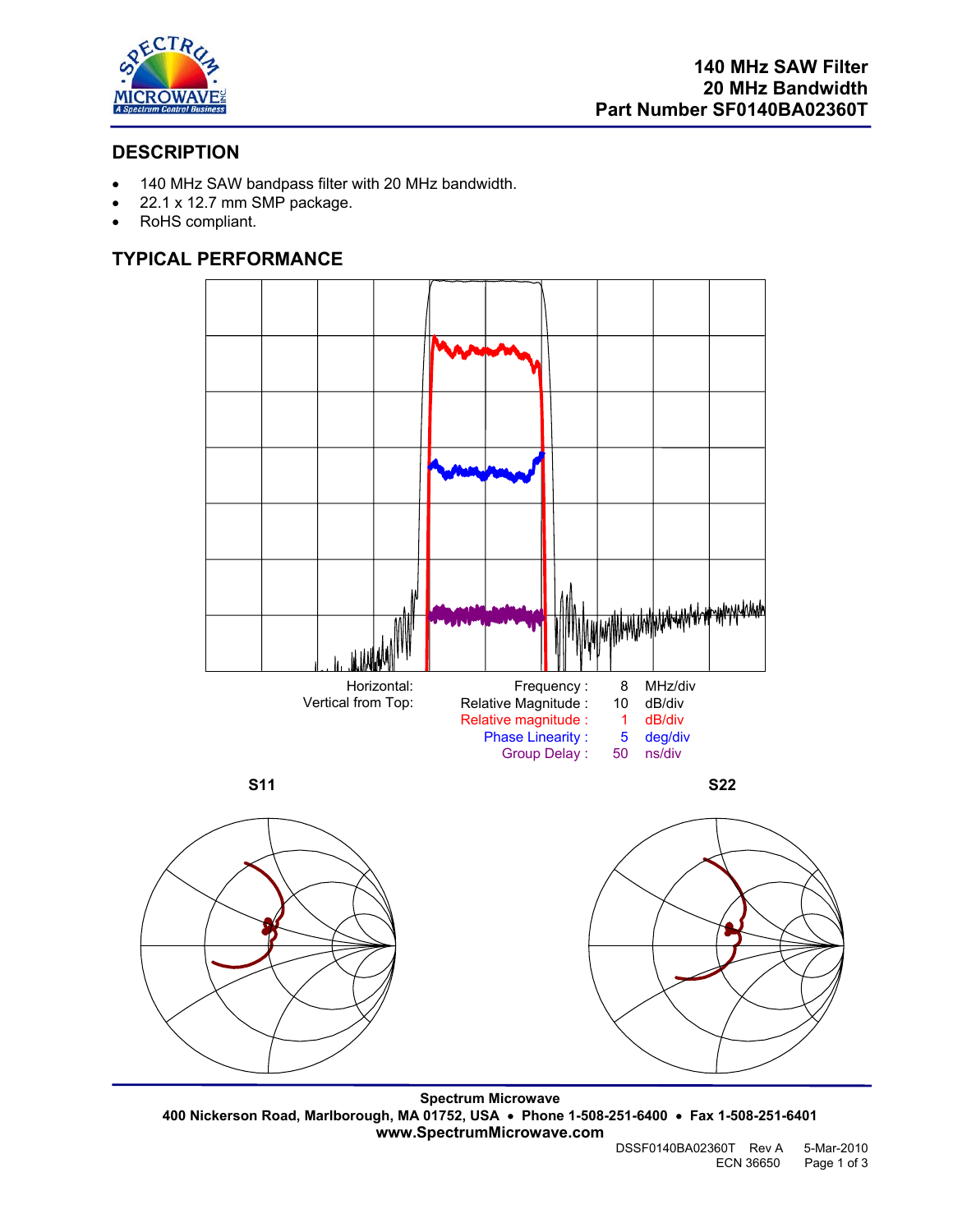# 140 MHz SAW Filter
# 20 MHz Bandwidth
# Part Number SF0140BA02360T

## DESCRIPTION

- 140 MHz SAW bandpass filter with 20 MHz bandwidth.
- 22.1 x 12.7 mm SMP package.
- RoHS compliant.

## TYPICAL PERFORMANCE

| Horizontal: | Frequency : | 8 | MHz/div |
|---|---|---|---|
| Vertical from Top: | Relative Magnitude : | 10 | dB/div |
| | Relative magnitude : | 1 | dB/div |
| | Phase Linearity : | 5 | deg/div |
| | Group Delay : | 50 | ns/div |

S11

S22

**Spectrum Microwave**
**400 Nickerson Road, Marlborough, MA 01752, USA • Phone 1-508-251-6400 • Fax 1-508-251-6401**
**www.SpectrumMicrowave.com**

DSSF0140BA02360T Rev A 5-Mar-2010
ECN 36650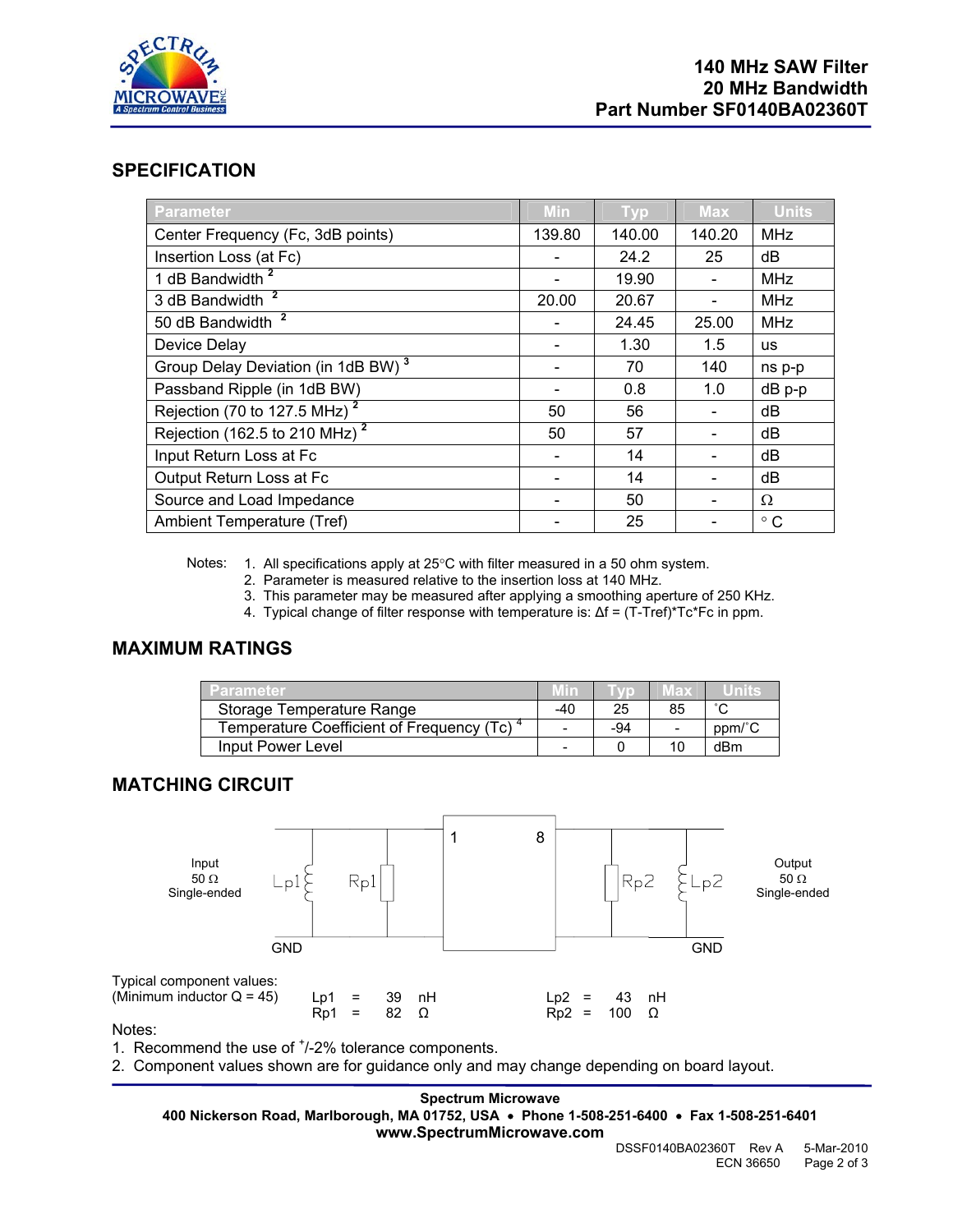# 140 MHz SAW Filter
# 20 MHz Bandwidth
# Part Number SF0140BA02360T

## SPECIFICATION

| Parameter | Min | Typ | Max | Units |
|---|---|---|---|---|
| Center Frequency (Fc, 3dB points) | 139.80 | 140.00 | 140.20 | MHz |
| Insertion Loss (at Fc) | - | 24.2 | 25 | dB |
| 1 dB Bandwidth [2] | - | 19.90 | - | MHz |
| 3 dB Bandwidth [2] | 20.00 | 20.67 | - | MHz |
| 50 dB Bandwidth [2] | - | 24.45 | 25.00 | MHz |
| Device Delay | - | 1.30 | 1.5 | us |
| Group Delay Deviation (in 1dB BW) [3] | - | 70 | 140 | ns p-p |
| Passband Ripple (in 1dB BW) | - | 0.8 | 1.0 | dB p-p |
| Rejection (70 to 127.5 MHz) [2] | 50 | 56 | - | dB |
| Rejection (162.5 to 210 MHz) [2] | 50 | 57 | - | dB |
| Input Return Loss at Fc | - | 14 | - | dB |
| Output Return Loss at Fc | - | 14 | - | dB |
| Source and Load Impedance | - | 50 | - | Ω |
| Ambient Temperature (Tref) | - | 25 | - | ° C |

Notes:
1. All specifications apply at 25°C with filter measured in a 50 ohm system.
2. Parameter is measured relative to the insertion loss at 140 MHz.
3. This parameter may be measured after applying a smoothing aperture of 250 KHz.
4. Typical change of filter response with temperature is: $\Delta f = (T\text{-}Tref)*Tc*Fc$ in ppm.

## MAXIMUM RATINGS

| Parameter | Min | Typ | Max | Units |
|---|---|---|---|---|
| Storage Temperature Range | -40 | 25 | 85 | °C |
| Temperature Coefficient of Frequency (Tc) [4] | - | -94 | - | ppm/°C |
| Input Power Level | - | 0 | 10 | dBm |

## MATCHING CIRCUIT

Input 50 Ω Single-ended — Lp1, Rp1 — 1 [device] 8 — Rp2, Lp2 — Output 50 Ω Single-ended

GND GND

Typical component values:
(Minimum inductor Q = 45)

Lp1 = 39 nH    Lp2 = 43 nH
Rp1 = 82 Ω    Rp2 = 100 Ω

Notes:
1. Recommend the use of +/-2% tolerance components.
2. Component values shown are for guidance only and may change depending on board layout.

**Spectrum Microwave**
**400 Nickerson Road, Marlborough, MA 01752, USA • Phone 1-508-251-6400 • Fax 1-508-251-6401**
**www.SpectrumMicrowave.com**

DSSF0140BA02360T Rev A 5-Mar-2010
ECN 36650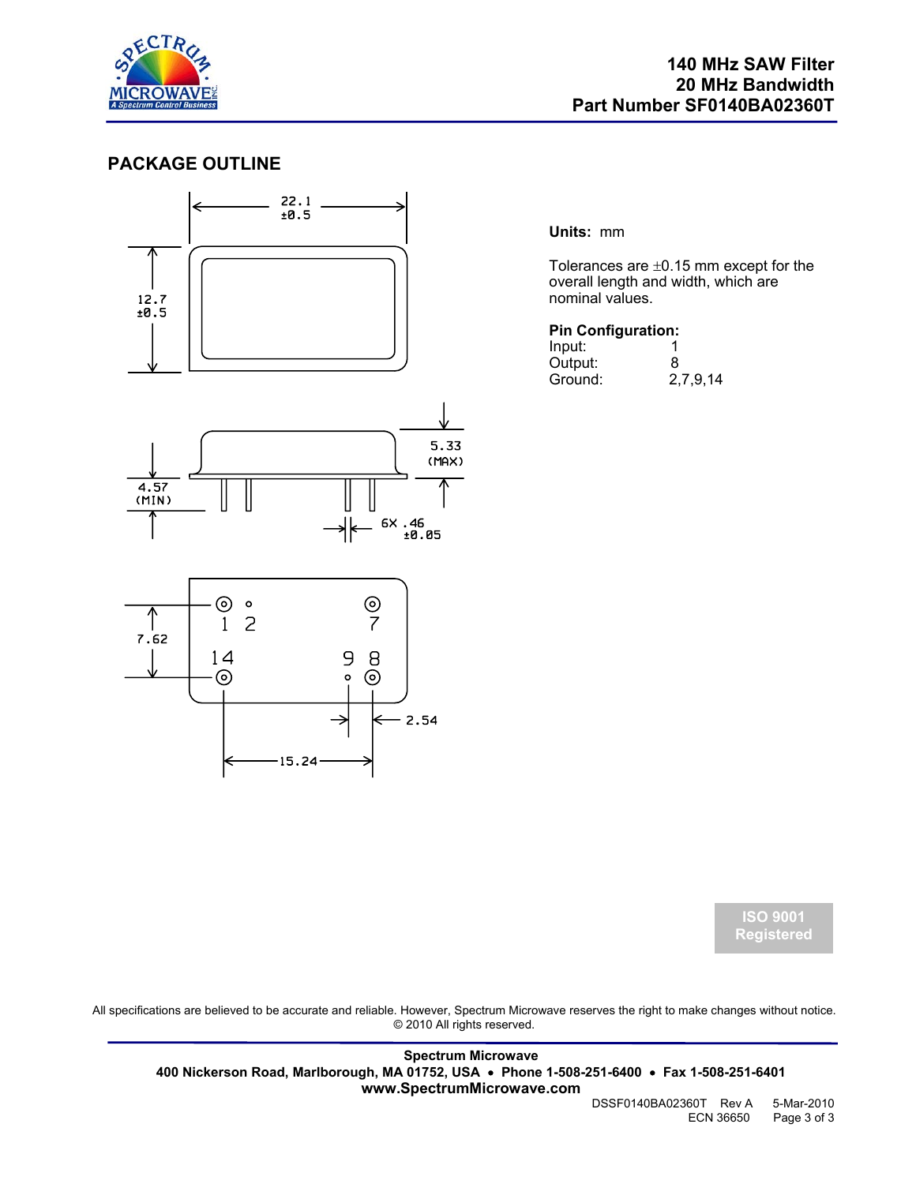# 140 MHz SAW Filter
# 20 MHz Bandwidth
# Part Number SF0140BA02360T

## PACKAGE OUTLINE

22.1
±0.5

12.7
±0.5

5.33
(MAX)

4.57
(MIN)

6X .46
±0.05

7.62

1 2 7

14 9 8

2.54

15.24

**Units:** mm

Tolerances are ±0.15 mm except for the overall length and width, which are nominal values.

**Pin Configuration:**

| | |
|---|---|
| Input: | 1 |
| Output: | 8 |
| Ground: | 2,7,9,14 |

ISO 9001 Registered

All specifications are believed to be accurate and reliable. However, Spectrum Microwave reserves the right to make changes without notice.
© 2010 All rights reserved.

**Spectrum Microwave**
**400 Nickerson Road, Marlborough, MA 01752, USA • Phone 1-508-251-6400 • Fax 1-508-251-6401**
**www.SpectrumMicrowave.com**

DSSF0140BA02360T Rev A 5-Mar-2010
ECN 36650